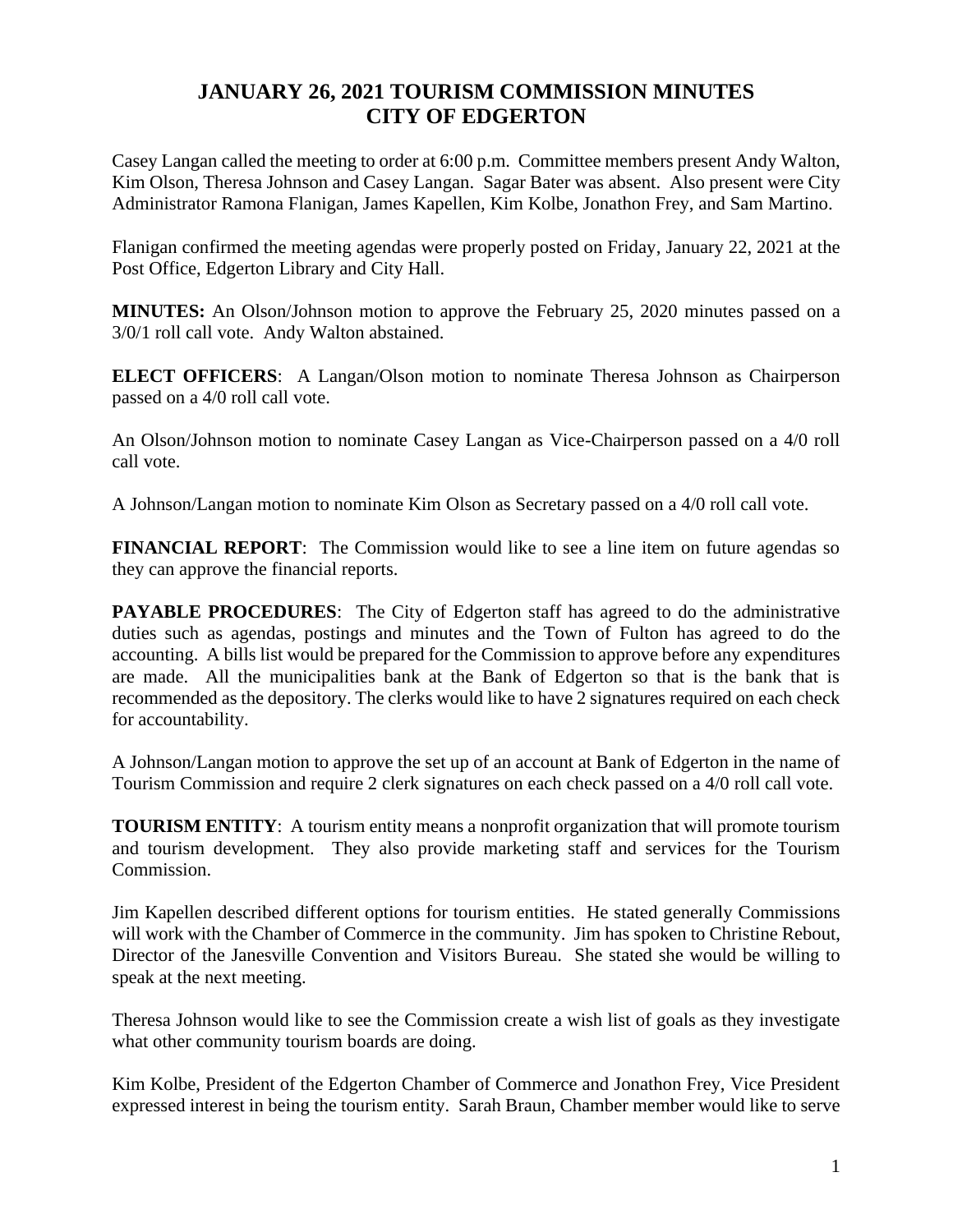# JANUARY 26, 2021 TOURISM COMMISSION MINUTES
# CITY OF EDGERTON

Casey Langan called the meeting to order at 6:00 p.m. Committee members present Andy Walton, Kim Olson, Theresa Johnson and Casey Langan. Sagar Bater was absent. Also present were City Administrator Ramona Flanigan, James Kapellen, Kim Kolbe, Jonathon Frey, and Sam Martino.

Flanigan confirmed the meeting agendas were properly posted on Friday, January 22, 2021 at the Post Office, Edgerton Library and City Hall.

**MINUTES:** An Olson/Johnson motion to approve the February 25, 2020 minutes passed on a 3/0/1 roll call vote. Andy Walton abstained.

**ELECT OFFICERS**: A Langan/Olson motion to nominate Theresa Johnson as Chairperson passed on a 4/0 roll call vote.

An Olson/Johnson motion to nominate Casey Langan as Vice-Chairperson passed on a 4/0 roll call vote.

A Johnson/Langan motion to nominate Kim Olson as Secretary passed on a 4/0 roll call vote.

**FINANCIAL REPORT**: The Commission would like to see a line item on future agendas so they can approve the financial reports.

**PAYABLE PROCEDURES**: The City of Edgerton staff has agreed to do the administrative duties such as agendas, postings and minutes and the Town of Fulton has agreed to do the accounting. A bills list would be prepared for the Commission to approve before any expenditures are made. All the municipalities bank at the Bank of Edgerton so that is the bank that is recommended as the depository. The clerks would like to have 2 signatures required on each check for accountability.

A Johnson/Langan motion to approve the set up of an account at Bank of Edgerton in the name of Tourism Commission and require 2 clerk signatures on each check passed on a 4/0 roll call vote.

**TOURISM ENTITY**: A tourism entity means a nonprofit organization that will promote tourism and tourism development. They also provide marketing staff and services for the Tourism Commission.

Jim Kapellen described different options for tourism entities. He stated generally Commissions will work with the Chamber of Commerce in the community. Jim has spoken to Christine Rebout, Director of the Janesville Convention and Visitors Bureau. She stated she would be willing to speak at the next meeting.

Theresa Johnson would like to see the Commission create a wish list of goals as they investigate what other community tourism boards are doing.

Kim Kolbe, President of the Edgerton Chamber of Commerce and Jonathon Frey, Vice President expressed interest in being the tourism entity. Sarah Braun, Chamber member would like to serve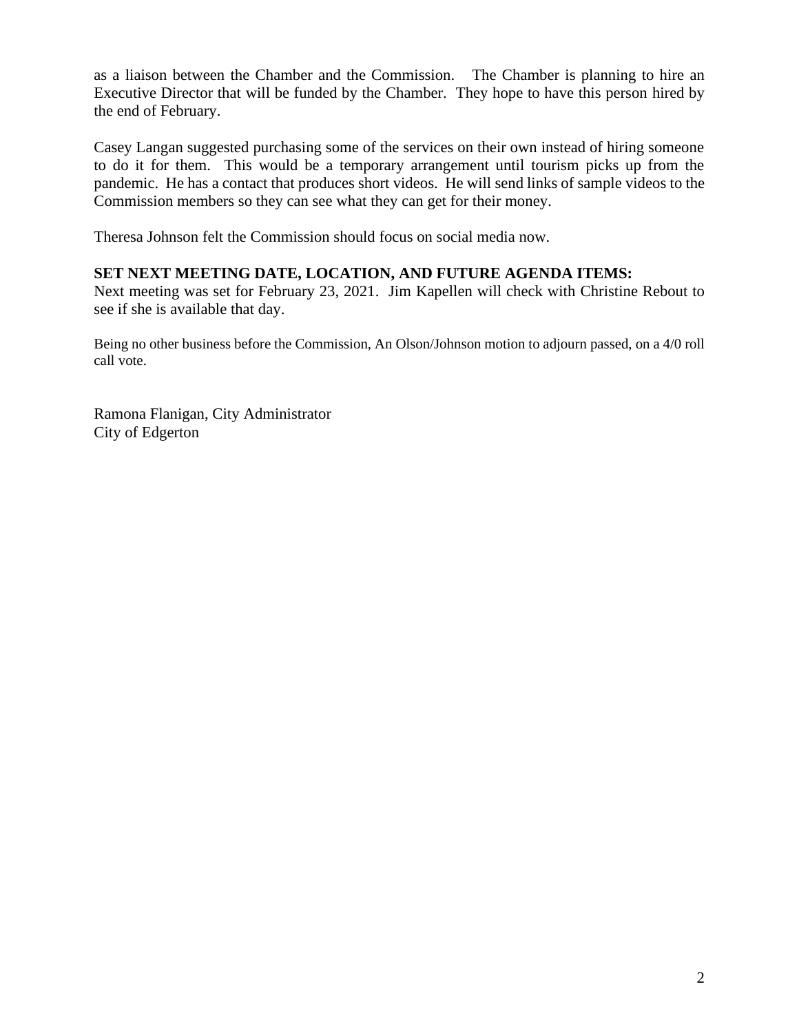as a liaison between the Chamber and the Commission. The Chamber is planning to hire an Executive Director that will be funded by the Chamber. They hope to have this person hired by the end of February.

Casey Langan suggested purchasing some of the services on their own instead of hiring someone to do it for them. This would be a temporary arrangement until tourism picks up from the pandemic. He has a contact that produces short videos. He will send links of sample videos to the Commission members so they can see what they can get for their money.

Theresa Johnson felt the Commission should focus on social media now.

**SET NEXT MEETING DATE, LOCATION, AND FUTURE AGENDA ITEMS:**
Next meeting was set for February 23, 2021. Jim Kapellen will check with Christine Rebout to see if she is available that day.

Being no other business before the Commission, An Olson/Johnson motion to adjourn passed, on a 4/0 roll call vote.

Ramona Flanigan, City Administrator
City of Edgerton